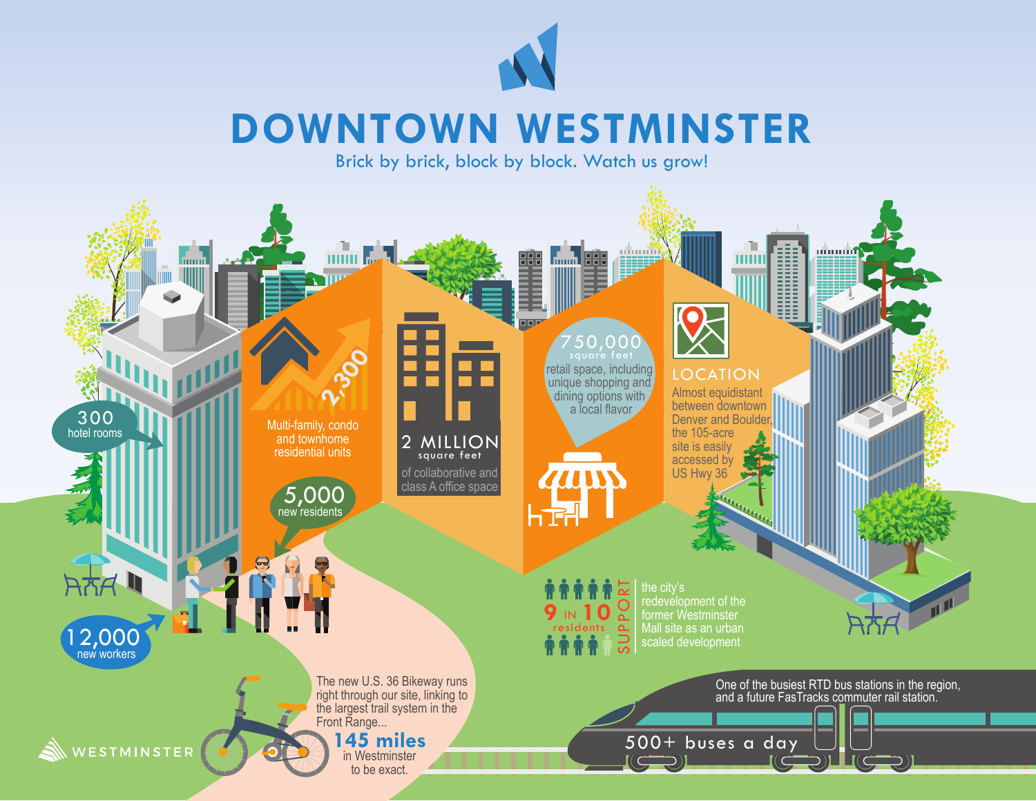# DOWNTOWN WESTMINSTER

Brick by brick, block by block. Watch us grow!

**300** hotel rooms

**2,300** Multi-family, condo and townhome residential units

**5,000** new residents

**2 MILLION** square feet of collaborative and class A office space

**750,000** square feet retail space, including unique shopping and dining options with a local flavor

**LOCATION**

Almost equidistant between downtown Denver and Boulder, the 105-acre site is easily accessed by US Hwy 36

**12,000** new workers

**9 IN 10** residents SUPPORT the city's redevelopment of the former Westminster Mall site as an urban scaled development

The new U.S. 36 Bikeway runs right through our site, linking to the largest trail system in the Front Range...

**145 miles** in Westminster to be exact.

One of the busiest RTD bus stations in the region, and a future FasTracks commuter rail station.

**500+ buses a day**

WESTMINSTER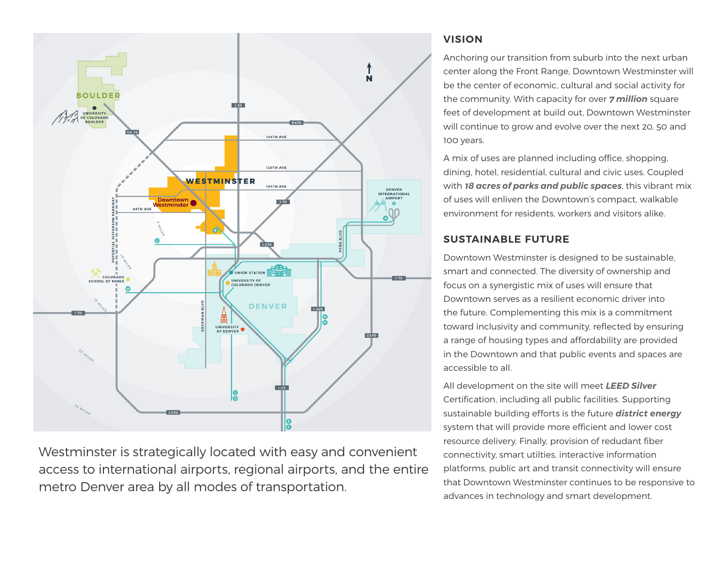Westminster is strategically located with easy and convenient access to international airports, regional airports, and the entire metro Denver area by all modes of transportation.

## VISION

Anchoring our transition from suburb into the next urban center along the Front Range, Downtown Westminster will be the center of economic, cultural and social activity for the community. With capacity for over ***7 million*** square feet of development at build out, Downtown Westminster will continue to grow and evolve over the next 20, 50 and 100 years.

A mix of uses are planned including office, shopping, dining, hotel, residential, cultural and civic uses. Coupled with ***18 acres of parks and public spaces***, this vibrant mix of uses will enliven the Downtown's compact, walkable environment for residents, workers and visitors alike.

## SUSTAINABLE FUTURE

Downtown Westminster is designed to be sustainable, smart and connected. The diversity of ownership and focus on a synergistic mix of uses will ensure that Downtown serves as a resilient economic driver into the future. Complementing this mix is a commitment toward inclusivity and community, reflected by ensuring a range of housing types and affordability are provided in the Downtown and that public events and spaces are accessible to all.

All development on the site will meet ***LEED Silver*** Certification, including all public facilities. Supporting sustainable building efforts is the future ***district energy*** system that will provide more efficient and lower cost resource delivery. Finally, provision of redudant fiber connectivity, smart utilties, interactive information platforms, public art and transit connectivity will ensure that Downtown Westminster continues to be responsive to advances in technology and smart development.